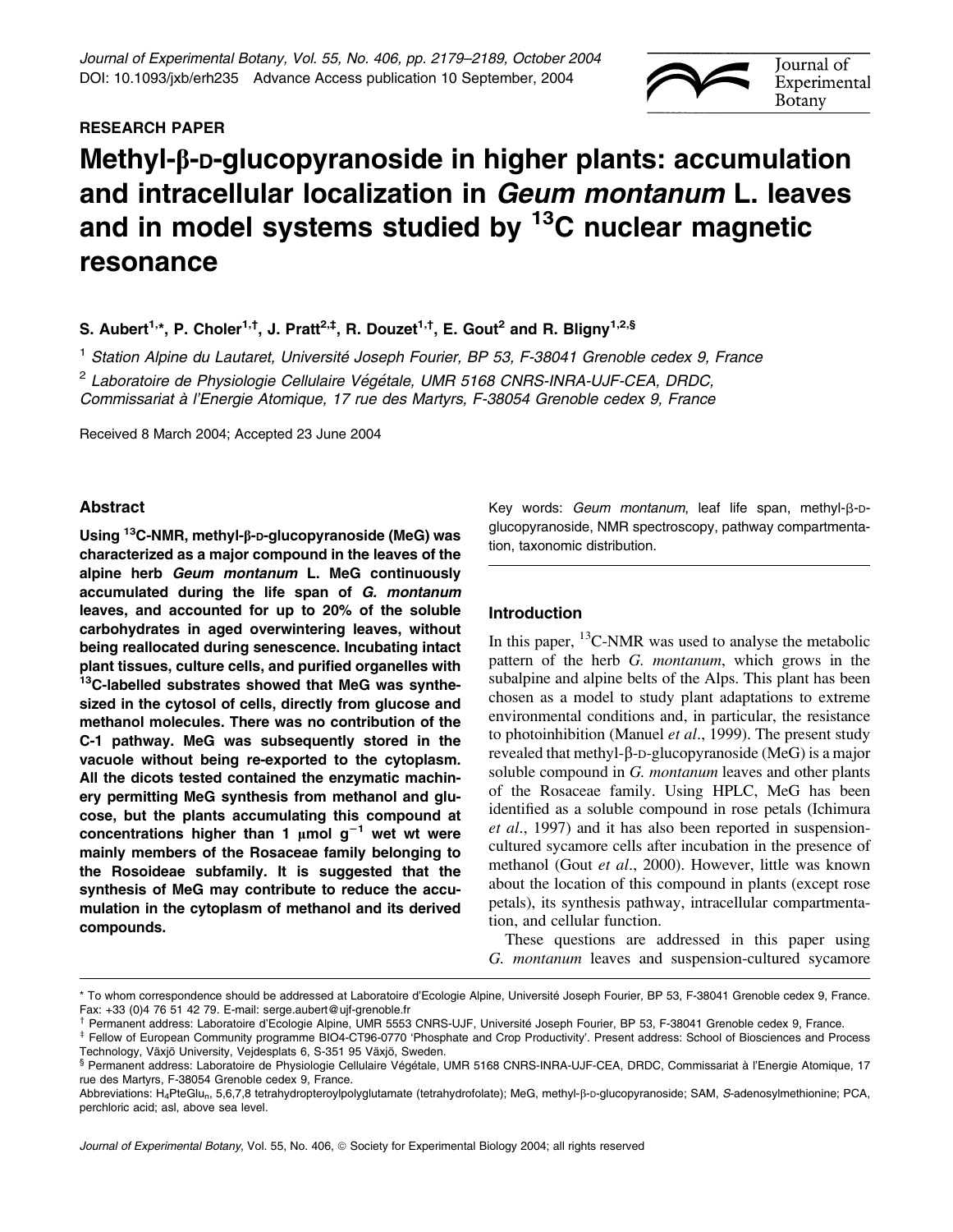**RESEARCH PAPER**

# Methyl-β-D-glucopyranoside in higher plants: accumulation and intracellular localization in *Geum montanum* L. leaves and in model systems studied by $^{13}C$ nuclear magnetic resonance

**S. Aubert[1,*], P. Choler[1,†], J. Pratt[2,‡], R. Douzet[1,†], E. Gout[2] and R. Bligny[1,2,§]**

[1] *Station Alpine du Lautaret, Université Joseph Fourier, BP 53, F-38041 Grenoble cedex 9, France*

[2] *Laboratoire de Physiologie Cellulaire Végétale, UMR 5168 CNRS-INRA-UJF-CEA, DRDC, Commissariat à l'Energie Atomique, 17 rue des Martyrs, F-38054 Grenoble cedex 9, France*

Received 8 March 2004; Accepted 23 June 2004

## Abstract

**Using $^{13}C$-NMR, methyl-β-D-glucopyranoside (MeG) was characterized as a major compound in the leaves of the alpine herb *Geum montanum* L. MeG continuously accumulated during the life span of *G. montanum* leaves, and accounted for up to 20% of the soluble carbohydrates in aged overwintering leaves, without being reallocated during senescence. Incubating intact plant tissues, culture cells, and purified organelles with $^{13}C$-labelled substrates showed that MeG was synthesized in the cytosol of cells, directly from glucose and methanol molecules. There was no contribution of the C-1 pathway. MeG was subsequently stored in the vacuole without being re-exported to the cytoplasm. All the dicots tested contained the enzymatic machinery permitting MeG synthesis from methanol and glucose, but the plants accumulating this compound at concentrations higher than 1 μmol $g^{-1}$ wet wt were mainly members of the Rosaceae family belonging to the Rosoideae subfamily. It is suggested that the synthesis of MeG may contribute to reduce the accumulation in the cytoplasm of methanol and its derived compounds.**

Key words: *Geum montanum*, leaf life span, methyl-β-D-glucopyranoside, NMR spectroscopy, pathway compartmentation, taxonomic distribution.

## Introduction

In this paper, $^{13}C$-NMR was used to analyse the metabolic pattern of the herb *G. montanum*, which grows in the subalpine and alpine belts of the Alps. This plant has been chosen as a model to study plant adaptations to extreme environmental conditions and, in particular, the resistance to photoinhibition (Manuel *et al*., 1999). The present study revealed that methyl-β-D-glucopyranoside (MeG) is a major soluble compound in *G. montanum* leaves and other plants of the Rosaceae family. Using HPLC, MeG has been identified as a soluble compound in rose petals (Ichimura *et al*., 1997) and it has also been reported in suspension-cultured sycamore cells after incubation in the presence of methanol (Gout *et al*., 2000). However, little was known about the location of this compound in plants (except rose petals), its synthesis pathway, intracellular compartmentation, and cellular function.

These questions are addressed in this paper using *G. montanum* leaves and suspension-cultured sycamore

---

* To whom correspondence should be addressed at Laboratoire d'Ecologie Alpine, Université Joseph Fourier, BP 53, F-38041 Grenoble cedex 9, France. Fax: +33 (0)4 76 51 42 79. E-mail: serge.aubert@ujf-grenoble.fr

† Permanent address: Laboratoire d'Ecologie Alpine, UMR 5553 CNRS-UJF, Université Joseph Fourier, BP 53, F-38041 Grenoble cedex 9, France.

‡ Fellow of European Community programme BIO4-CT96-0770 'Phosphate and Crop Productivity'. Present address: School of Biosciences and Process Technology, Växjö University, Vejdesplats 6, S-351 95 Växjö, Sweden.

§ Permanent address: Laboratoire de Physiologie Cellulaire Végétale, UMR 5168 CNRS-INRA-UJF-CEA, DRDC, Commissariat à l'Energie Atomique, 17 rue des Martyrs, F-38054 Grenoble cedex 9, France.

Abbreviations: $H_4PteGlu_n$, 5,6,7,8 tetrahydropteroylpolyglutamate (tetrahydrofolate); MeG, methyl-β-D-glucopyranoside; SAM, *S*-adenosylmethionine; PCA, perchloric acid; asl, above sea level.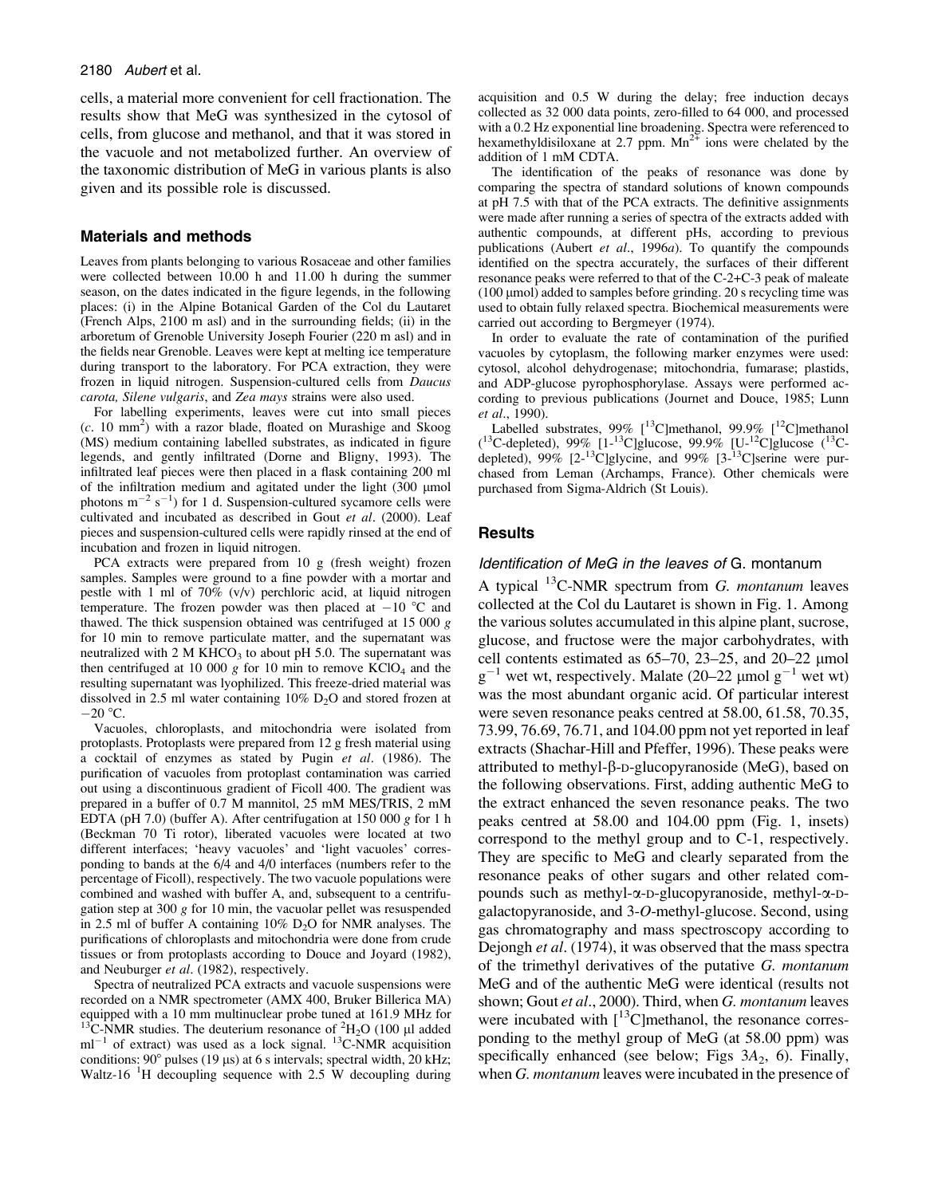cells, a material more convenient for cell fractionation. The results show that MeG was synthesized in the cytosol of cells, from glucose and methanol, and that it was stored in the vacuole and not metabolized further. An overview of the taxonomic distribution of MeG in various plants is also given and its possible role is discussed.

## Materials and methods

Leaves from plants belonging to various Rosaceae and other families were collected between 10.00 h and 11.00 h during the summer season, on the dates indicated in the figure legends, in the following places: (i) in the Alpine Botanical Garden of the Col du Lautaret (French Alps, 2100 m asl) and in the surrounding fields; (ii) in the arboretum of Grenoble University Joseph Fourier (220 m asl) and in the fields near Grenoble. Leaves were kept at melting ice temperature during transport to the laboratory. For PCA extraction, they were frozen in liquid nitrogen. Suspension-cultured cells from *Daucus carota, Silene vulgaris*, and *Zea mays* strains were also used.

For labelling experiments, leaves were cut into small pieces (*c*. 10 $mm^2$) with a razor blade, floated on Murashige and Skoog (MS) medium containing labelled substrates, as indicated in figure legends, and gently infiltrated (Dorne and Bligny, 1993). The infiltrated leaf pieces were then placed in a flask containing 200 ml of the infiltration medium and agitated under the light (300 μmol photons $m^{-2}$ $s^{-1}$) for 1 d. Suspension-cultured sycamore cells were cultivated and incubated as described in Gout *et al*. (2000). Leaf pieces and suspension-cultured cells were rapidly rinsed at the end of incubation and frozen in liquid nitrogen.

PCA extracts were prepared from 10 g (fresh weight) frozen samples. Samples were ground to a fine powder with a mortar and pestle with 1 ml of 70% (v/v) perchloric acid, at liquid nitrogen temperature. The frozen powder was then placed at −10 °C and thawed. The thick suspension obtained was centrifuged at 15 000 *g* for 10 min to remove particulate matter, and the supernatant was neutralized with 2 M $KHCO_3$ to about pH 5.0. The supernatant was then centrifuged at 10 000 *g* for 10 min to remove $KClO_4$ and the resulting supernatant was lyophilized. This freeze-dried material was dissolved in 2.5 ml water containing 10% $D_2O$ and stored frozen at −20 °C.

Vacuoles, chloroplasts, and mitochondria were isolated from protoplasts. Protoplasts were prepared from 12 g fresh material using a cocktail of enzymes as stated by Pugin *et al*. (1986). The purification of vacuoles from protoplast contamination was carried out using a discontinuous gradient of Ficoll 400. The gradient was prepared in a buffer of 0.7 M mannitol, 25 mM MES/TRIS, 2 mM EDTA (pH 7.0) (buffer A). After centrifugation at 150 000 *g* for 1 h (Beckman 70 Ti rotor), liberated vacuoles were located at two different interfaces; 'heavy vacuoles' and 'light vacuoles' corresponding to bands at the 6/4 and 4/0 interfaces (numbers refer to the percentage of Ficoll), respectively. The two vacuole populations were combined and washed with buffer A, and, subsequent to a centrifugation step at 300 *g* for 10 min, the vacuolar pellet was resuspended in 2.5 ml of buffer A containing 10% $D_2O$ for NMR analyses. The purifications of chloroplasts and mitochondria were done from crude tissues or from protoplasts according to Douce and Joyard (1982), and Neuburger *et al*. (1982), respectively.

Spectra of neutralized PCA extracts and vacuole suspensions were recorded on a NMR spectrometer (AMX 400, Bruker Billerica MA) equipped with a 10 mm multinuclear probe tuned at 161.9 MHz for $^{13}C$-NMR studies. The deuterium resonance of $^2H_2O$ (100 μl added $ml^{-1}$ of extract) was used as a lock signal. $^{13}C$-NMR acquisition conditions: 90° pulses (19 μs) at 6 s intervals; spectral width, 20 kHz; Waltz-16 $^1H$ decoupling sequence with 2.5 W decoupling during acquisition and 0.5 W during the delay; free induction decays collected as 32 000 data points, zero-filled to 64 000, and processed with a 0.2 Hz exponential line broadening. Spectra were referenced to hexamethyldisiloxane at 2.7 ppm. $Mn^{2+}$ ions were chelated by the addition of 1 mM CDTA.

The identification of the peaks of resonance was done by comparing the spectra of standard solutions of known compounds at pH 7.5 with that of the PCA extracts. The definitive assignments were made after running a series of spectra of the extracts added with authentic compounds, at different pHs, according to previous publications (Aubert *et al*., 1996*a*). To quantify the compounds identified on the spectra accurately, the surfaces of their different resonance peaks were referred to that of the C-2+C-3 peak of maleate (100 μmol) added to samples before grinding. 20 s recycling time was used to obtain fully relaxed spectra. Biochemical measurements were carried out according to Bergmeyer (1974).

In order to evaluate the rate of contamination of the purified vacuoles by cytoplasm, the following marker enzymes were used: cytosol, alcohol dehydrogenase; mitochondria, fumarase; plastids, and ADP-glucose pyrophosphorylase. Assays were performed according to previous publications (Journet and Douce, 1985; Lunn *et al*., 1990).

Labelled substrates, 99% [$^{13}C$]methanol, 99.9% [$^{12}C$]methanol ($^{13}C$-depleted), 99% [1-$^{13}C$]glucose, 99.9% [U-$^{12}C$]glucose ($^{13}C$-depleted), 99% [2-$^{13}C$]glycine, and 99% [3-$^{13}C$]serine were purchased from Leman (Archamps, France). Other chemicals were purchased from Sigma-Aldrich (St Louis).

## Results

### *Identification of MeG in the leaves of* G. montanum

A typical $^{13}C$-NMR spectrum from *G. montanum* leaves collected at the Col du Lautaret is shown in Fig. 1. Among the various solutes accumulated in this alpine plant, sucrose, glucose, and fructose were the major carbohydrates, with cell contents estimated as 65–70, 23–25, and 20–22 μmol $g^{-1}$ wet wt, respectively. Malate (20–22 μmol $g^{-1}$ wet wt) was the most abundant organic acid. Of particular interest were seven resonance peaks centred at 58.00, 61.58, 70.35, 73.99, 76.69, 76.71, and 104.00 ppm not yet reported in leaf extracts (Shachar-Hill and Pfeffer, 1996). These peaks were attributed to methyl-β-D-glucopyranoside (MeG), based on the following observations. First, adding authentic MeG to the extract enhanced the seven resonance peaks. The two peaks centred at 58.00 and 104.00 ppm (Fig. 1, insets) correspond to the methyl group and to C-1, respectively. They are specific to MeG and clearly separated from the resonance peaks of other sugars and other related compounds such as methyl-α-D-glucopyranoside, methyl-α-D-galactopyranoside, and 3-*O*-methyl-glucose. Second, using gas chromatography and mass spectroscopy according to Dejongh *et al*. (1974), it was observed that the mass spectra of the trimethyl derivatives of the putative *G. montanum* MeG and of the authentic MeG were identical (results not shown; Gout *et al*., 2000). Third, when *G. montanum* leaves were incubated with [$^{13}C$]methanol, the resonance corresponding to the methyl group of MeG (at 58.00 ppm) was specifically enhanced (see below; Figs $3A_2$, 6). Finally, when *G. montanum* leaves were incubated in the presence of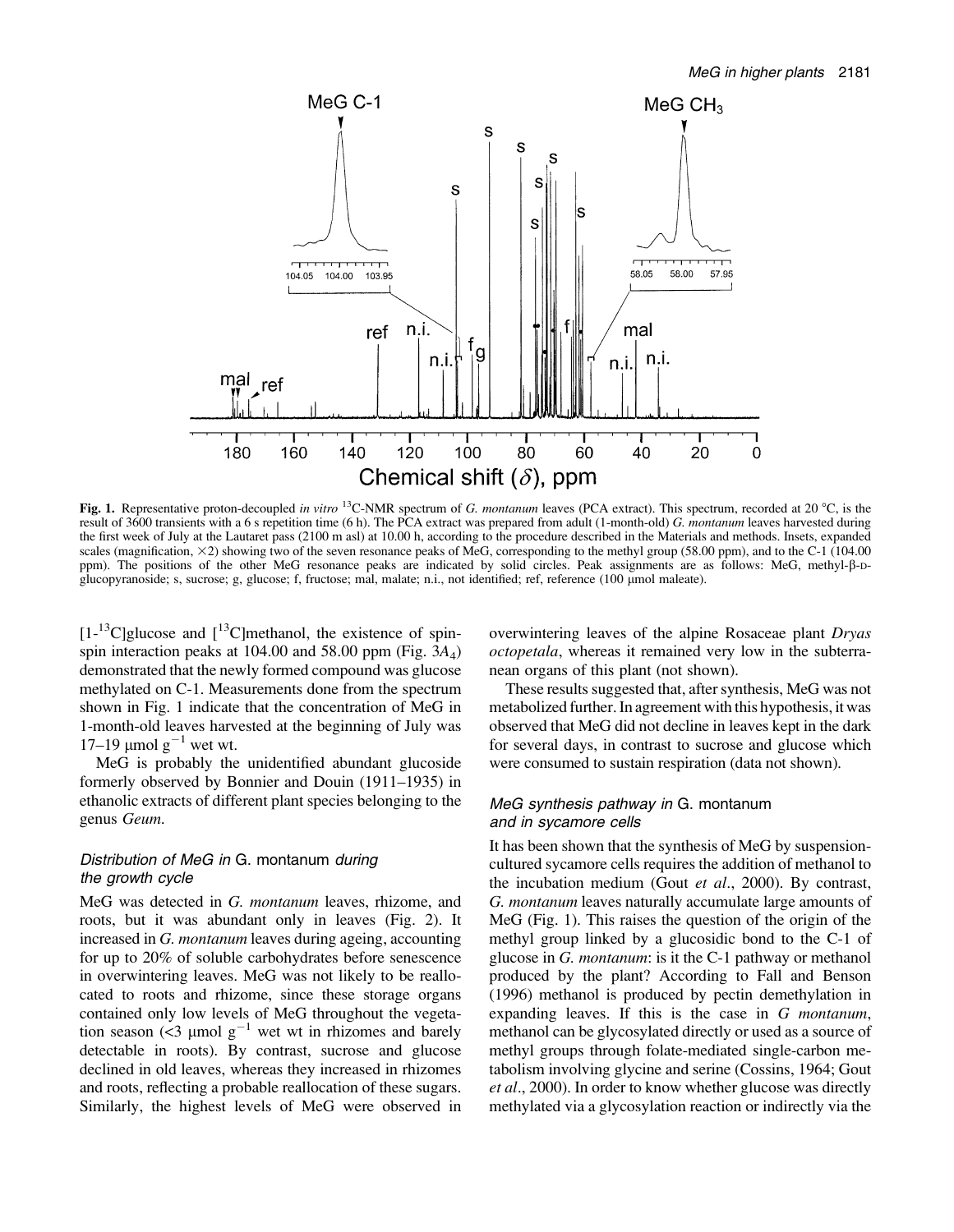MeG C-1

MeG $CH_3$

104.05 104.00 103.95

58.05 58.00 57.95

s s s s s s s

ref n.i. n.i. f g f mal n.i. n.i. mal ref

180 160 140 120 100 80 60 40 20 0

Chemical shift ($\delta$), ppm

**Fig. 1.** Representative proton-decoupled *in vitro* $^{13}$C-NMR spectrum of *G. montanum* leaves (PCA extract). This spectrum, recorded at 20 °C, is the result of 3600 transients with a 6 s repetition time (6 h). The PCA extract was prepared from adult (1-month-old) *G. montanum* leaves harvested during the first week of July at the Lautaret pass (2100 m asl) at 10.00 h, according to the procedure described in the Materials and methods. Insets, expanded scales (magnification, ×2) showing two of the seven resonance peaks of MeG, corresponding to the methyl group (58.00 ppm), and to the C-1 (104.00 ppm). The positions of the other MeG resonance peaks are indicated by solid circles. Peak assignments are as follows: MeG, methyl-β-D-glucopyranoside; s, sucrose; g, glucose; f, fructose; mal, malate; n.i., not identified; ref, reference (100 μmol maleate).

[1-$^{13}$C]glucose and [$^{13}$C]methanol, the existence of spin-spin interaction peaks at 104.00 and 58.00 ppm (Fig. 3$A_4$) demonstrated that the newly formed compound was glucose methylated on C-1. Measurements done from the spectrum shown in Fig. 1 indicate that the concentration of MeG in 1-month-old leaves harvested at the beginning of July was 17–19 μmol $g^{-1}$ wet wt.

MeG is probably the unidentified abundant glucoside formerly observed by Bonnier and Douin (1911–1935) in ethanolic extracts of different plant species belonging to the genus *Geum*.

### Distribution of MeG in *G. montanum* during the growth cycle

MeG was detected in *G. montanum* leaves, rhizome, and roots, but it was abundant only in leaves (Fig. 2). It increased in *G. montanum* leaves during ageing, accounting for up to 20% of soluble carbohydrates before senescence in overwintering leaves. MeG was not likely to be reallocated to roots and rhizome, since these storage organs contained only low levels of MeG throughout the vegetation season (<3 μmol $g^{-1}$ wet wt in rhizomes and barely detectable in roots). By contrast, sucrose and glucose declined in old leaves, whereas they increased in rhizomes and roots, reflecting a probable reallocation of these sugars. Similarly, the highest levels of MeG were observed in overwintering leaves of the alpine Rosaceae plant *Dryas octopetala*, whereas it remained very low in the subterranean organs of this plant (not shown).

These results suggested that, after synthesis, MeG was not metabolized further. In agreement with this hypothesis, it was observed that MeG did not decline in leaves kept in the dark for several days, in contrast to sucrose and glucose which were consumed to sustain respiration (data not shown).

### MeG synthesis pathway in *G. montanum* and in sycamore cells

It has been shown that the synthesis of MeG by suspension-cultured sycamore cells requires the addition of methanol to the incubation medium (Gout *et al.*, 2000). By contrast, *G. montanum* leaves naturally accumulate large amounts of MeG (Fig. 1). This raises the question of the origin of the methyl group linked by a glucosidic bond to the C-1 of glucose in *G. montanum*: is it the C-1 pathway or methanol produced by the plant? According to Fall and Benson (1996) methanol is produced by pectin demethylation in expanding leaves. If this is the case in *G montanum*, methanol can be glycosylated directly or used as a source of methyl groups through folate-mediated single-carbon metabolism involving glycine and serine (Cossins, 1964; Gout *et al.*, 2000). In order to know whether glucose was directly methylated via a glycosylation reaction or indirectly via the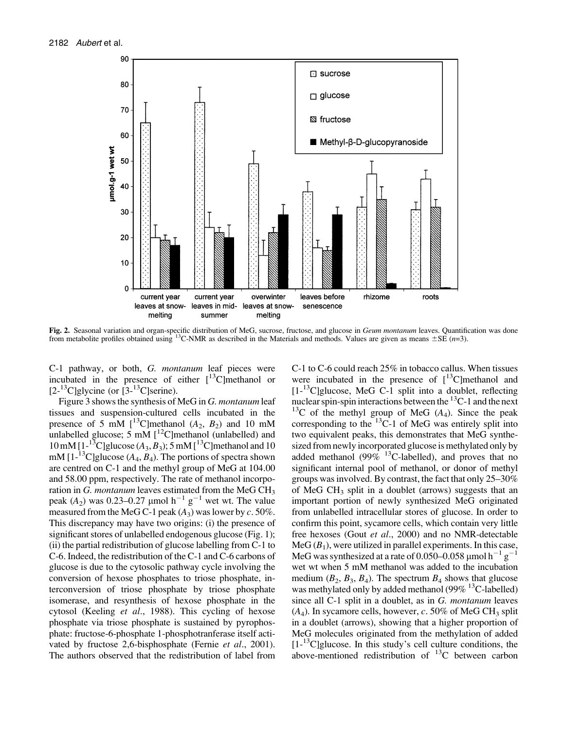90
80
70
60
50
40
30
20
10
0

μmol.g-1 wet wt

sucrose
glucose
fructose
Methyl-β-D-glucopyranoside

current year leaves at snow-melting
current year leaves in mid-summer
overwinter leaves at snow-melting
leaves before senescence
rhizome
roots

**Fig. 2.** Seasonal variation and organ-specific distribution of MeG, sucrose, fructose, and glucose in *Geum montanum* leaves. Quantification was done from metabolite profiles obtained using $^{13}$C-NMR as described in the Materials and methods. Values are given as means ±SE ($n$=3).

C-1 pathway, or both, *G. montanum* leaf pieces were incubated in the presence of either [$^{13}$C]methanol or [2-$^{13}$C]glycine (or [3-$^{13}$C]serine).

Figure 3 shows the synthesis of MeG in *G. montanum* leaf tissues and suspension-cultured cells incubated in the presence of 5 mM [$^{13}$C]methanol ($A_2$, $B_2$) and 10 mM unlabelled glucose; 5 mM [$^{12}$C]methanol (unlabelled) and 10 mM [1-$^{13}$C]glucose ($A_3$, $B_3$); 5 mM [$^{13}$C]methanol and 10 mM [1-$^{13}$C]glucose ($A_4$, $B_4$). The portions of spectra shown are centred on C-1 and the methyl group of MeG at 104.00 and 58.00 ppm, respectively. The rate of methanol incorporation in *G. montanum* leaves estimated from the MeG $CH_3$ peak ($A_2$) was 0.23–0.27 μmol $h^{-1}$ $g^{-1}$ wet wt. The value measured from the MeG C-1 peak ($A_3$) was lower by *c*. 50%. This discrepancy may have two origins: (i) the presence of significant stores of unlabelled endogenous glucose (Fig. 1); (ii) the partial redistribution of glucose labelling from C-1 to C-6. Indeed, the redistribution of the C-1 and C-6 carbons of glucose is due to the cytosolic pathway cycle involving the conversion of hexose phosphates to triose phosphate, interconversion of triose phosphate by triose phosphate isomerase, and resynthesis of hexose phosphate in the cytosol (Keeling *et al*., 1988). This cycling of hexose phosphate via triose phosphate is sustained by pyrophosphate: fructose-6-phosphate 1-phosphotranferase itself activated by fructose 2,6-bisphosphate (Fernie *et al*., 2001). The authors observed that the redistribution of label from C-1 to C-6 could reach 25% in tobacco callus. When tissues were incubated in the presence of [$^{13}$C]methanol and [1-$^{13}$C]glucose, MeG C-1 split into a doublet, reflecting nuclear spin-spin interactions between the $^{13}$C-1 and the next $^{13}$C of the methyl group of MeG ($A_4$). Since the peak corresponding to the $^{13}$C-1 of MeG was entirely split into two equivalent peaks, this demonstrates that MeG synthesized from newly incorporated glucose is methylated only by added methanol (99% $^{13}$C-labelled), and proves that no significant internal pool of methanol, or donor of methyl groups was involved. By contrast, the fact that only 25–30% of MeG $CH_3$ split in a doublet (arrows) suggests that an important portion of newly synthesized MeG originated from unlabelled intracellular stores of glucose. In order to confirm this point, sycamore cells, which contain very little free hexoses (Gout *et al*., 2000) and no NMR-detectable MeG ($B_1$), were utilized in parallel experiments. In this case, MeG was synthesized at a rate of 0.050–0.058 μmol $h^{-1}$ $g^{-1}$ wet wt when 5 mM methanol was added to the incubation medium ($B_2$, $B_3$, $B_4$). The spectrum $B_4$ shows that glucose was methylated only by added methanol (99% $^{13}$C-labelled) since all C-1 split in a doublet, as in *G. montanum* leaves ($A_4$). In sycamore cells, however, *c*. 50% of MeG $CH_3$ split in a doublet (arrows), showing that a higher proportion of MeG molecules originated from the methylation of added [1-$^{13}$C]glucose. In this study's cell culture conditions, the above-mentioned redistribution of $^{13}$C between carbon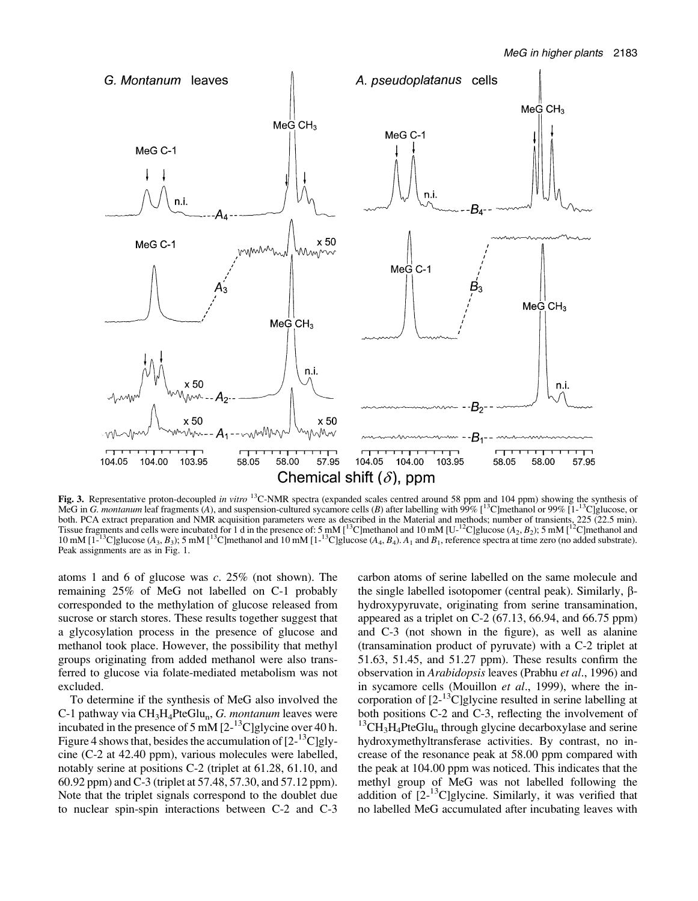G. Montanum leaves

A. pseudoplatanus cells

MeG CH3

MeG C-1

n.i.

A4

B4

x 50

A3

B3

A2

B2

A1

B1

104.05 104.00 103.95

58.05 58.00 57.95

Chemical shift (δ), ppm

**Fig. 3.** Representative proton-decoupled *in vitro* $^{13}$C-NMR spectra (expanded scales centred around 58 ppm and 104 ppm) showing the synthesis of MeG in *G. montanum* leaf fragments (*A*), and suspension-cultured sycamore cells (*B*) after labelling with 99% [$^{13}$C]methanol or 99% [1-$^{13}$C]glucose, or both. PCA extract preparation and NMR acquisition parameters were as described in the Material and methods; number of transients, 225 (22.5 min). Tissue fragments and cells were incubated for 1 d in the presence of: 5 mM [$^{13}$C]methanol and 10 mM [U-$^{12}$C]glucose ($A_2$, $B_2$); 5 mM [$^{12}$C]methanol and 10 mM [1-$^{13}$C]glucose ($A_3$, $B_3$); 5 mM [$^{13}$C]methanol and 10 mM [1-$^{13}$C]glucose ($A_4$, $B_4$). $A_1$ and $B_1$, reference spectra at time zero (no added substrate). Peak assignments are as in Fig. 1.

atoms 1 and 6 of glucose was *c*. 25% (not shown). The remaining 25% of MeG not labelled on C-1 probably corresponded to the methylation of glucose released from sucrose or starch stores. These results together suggest that a glycosylation process in the presence of glucose and methanol took place. However, the possibility that methyl groups originating from added methanol were also transferred to glucose via folate-mediated metabolism was not excluded.

To determine if the synthesis of MeG also involved the C-1 pathway via $CH_3H_4PteGlu_n$, *G. montanum* leaves were incubated in the presence of 5 mM [2-$^{13}$C]glycine over 40 h. Figure 4 shows that, besides the accumulation of [2-$^{13}$C]glycine (C-2 at 42.40 ppm), various molecules were labelled, notably serine at positions C-2 (triplet at 61.28, 61.10, and 60.92 ppm) and C-3 (triplet at 57.48, 57.30, and 57.12 ppm). Note that the triplet signals correspond to the doublet due to nuclear spin-spin interactions between C-2 and C-3 carbon atoms of serine labelled on the same molecule and the single labelled isotopomer (central peak). Similarly, β-hydroxypyruvate, originating from serine transamination, appeared as a triplet on C-2 (67.13, 66.94, and 66.75 ppm) and C-3 (not shown in the figure), as well as alanine (transamination product of pyruvate) with a C-2 triplet at 51.63, 51.45, and 51.27 ppm). These results confirm the observation in *Arabidopsis* leaves (Prabhu *et al*., 1996) and in sycamore cells (Mouillon *et al*., 1999), where the incorporation of [2-$^{13}$C]glycine resulted in serine labelling at both positions C-2 and C-3, reflecting the involvement of $^{13}CH_3H_4PteGlu_n$ through glycine decarboxylase and serine hydroxymethyltransferase activities. By contrast, no increase of the resonance peak at 58.00 ppm compared with the peak at 104.00 ppm was noticed. This indicates that the methyl group of MeG was not labelled following the addition of [2-$^{13}$C]glycine. Similarly, it was verified that no labelled MeG accumulated after incubating leaves with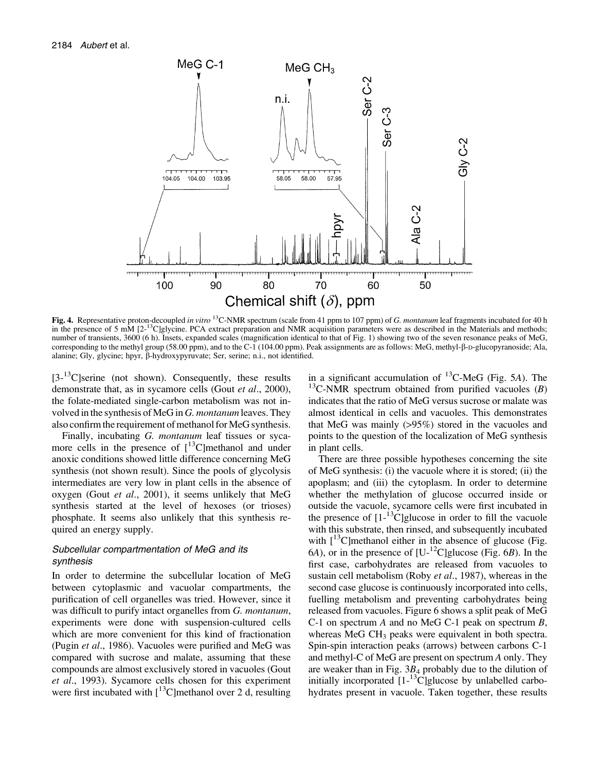MeG C-1

MeG CH$_3$

n.i.

Ser C-2

Ser C-3

Gly C-2

104.05 104.00 103.95

58.05 58.00 57.95

hpyr

Ala C-2

100 90 80 70 60 50

Chemical shift ($\delta$), ppm

**Fig. 4.** Representative proton-decoupled *in vitro* $^{13}$C-NMR spectrum (scale from 41 ppm to 107 ppm) of *G. montanum* leaf fragments incubated for 40 h in the presence of 5 mM [2-$^{13}$C]glycine. PCA extract preparation and NMR acquisition parameters were as described in the Materials and methods; number of transients, 3600 (6 h). Insets, expanded scales (magnification identical to that of Fig. 1) showing two of the seven resonance peaks of MeG, corresponding to the methyl group (58.00 ppm), and to the C-1 (104.00 ppm). Peak assignments are as follows: MeG, methyl-β-D-glucopyranoside; Ala, alanine; Gly, glycine; hpyr, β-hydroxypyruvate; Ser, serine; n.i., not identified.

[3-$^{13}$C]serine (not shown). Consequently, these results demonstrate that, as in sycamore cells (Gout *et al*., 2000), the folate-mediated single-carbon metabolism was not involved in the synthesis of MeG in *G. montanum* leaves. They also confirm the requirement of methanol for MeG synthesis.

Finally, incubating *G. montanum* leaf tissues or sycamore cells in the presence of [$^{13}$C]methanol and under anoxic conditions showed little difference concerning MeG synthesis (not shown result). Since the pools of glycolysis intermediates are very low in plant cells in the absence of oxygen (Gout *et al*., 2001), it seems unlikely that MeG synthesis started at the level of hexoses (or trioses) phosphate. It seems also unlikely that this synthesis required an energy supply.

### *Subcellular compartmentation of MeG and its synthesis*

In order to determine the subcellular location of MeG between cytoplasmic and vacuolar compartments, the purification of cell organelles was tried. However, since it was difficult to purify intact organelles from *G. montanum*, experiments were done with suspension-cultured cells which are more convenient for this kind of fractionation (Pugin *et al*., 1986). Vacuoles were purified and MeG was compared with sucrose and malate, assuming that these compounds are almost exclusively stored in vacuoles (Gout *et al*., 1993). Sycamore cells chosen for this experiment were first incubated with [$^{13}$C]methanol over 2 d, resulting in a significant accumulation of $^{13}$C-MeG (Fig. 5*A*). The $^{13}$C-NMR spectrum obtained from purified vacuoles (*B*) indicates that the ratio of MeG versus sucrose or malate was almost identical in cells and vacuoles. This demonstrates that MeG was mainly (>95%) stored in the vacuoles and points to the question of the localization of MeG synthesis in plant cells.

There are three possible hypotheses concerning the site of MeG synthesis: (i) the vacuole where it is stored; (ii) the apoplasm; and (iii) the cytoplasm. In order to determine whether the methylation of glucose occurred inside or outside the vacuole, sycamore cells were first incubated in the presence of [1-$^{13}$C]glucose in order to fill the vacuole with this substrate, then rinsed, and subsequently incubated with [$^{13}$C]methanol either in the absence of glucose (Fig. 6*A*), or in the presence of [U-$^{12}$C]glucose (Fig. 6*B*). In the first case, carbohydrates are released from vacuoles to sustain cell metabolism (Roby *et al*., 1987), whereas in the second case glucose is continuously incorporated into cells, fuelling metabolism and preventing carbohydrates being released from vacuoles. Figure 6 shows a split peak of MeG C-1 on spectrum *A* and no MeG C-1 peak on spectrum *B*, whereas MeG CH$_3$ peaks were equivalent in both spectra. Spin-spin interaction peaks (arrows) between carbons C-1 and methyl-C of MeG are present on spectrum *A* only. They are weaker than in Fig. 3*B*$_4$ probably due to the dilution of initially incorporated [1-$^{13}$C]glucose by unlabelled carbohydrates present in vacuole. Taken together, these results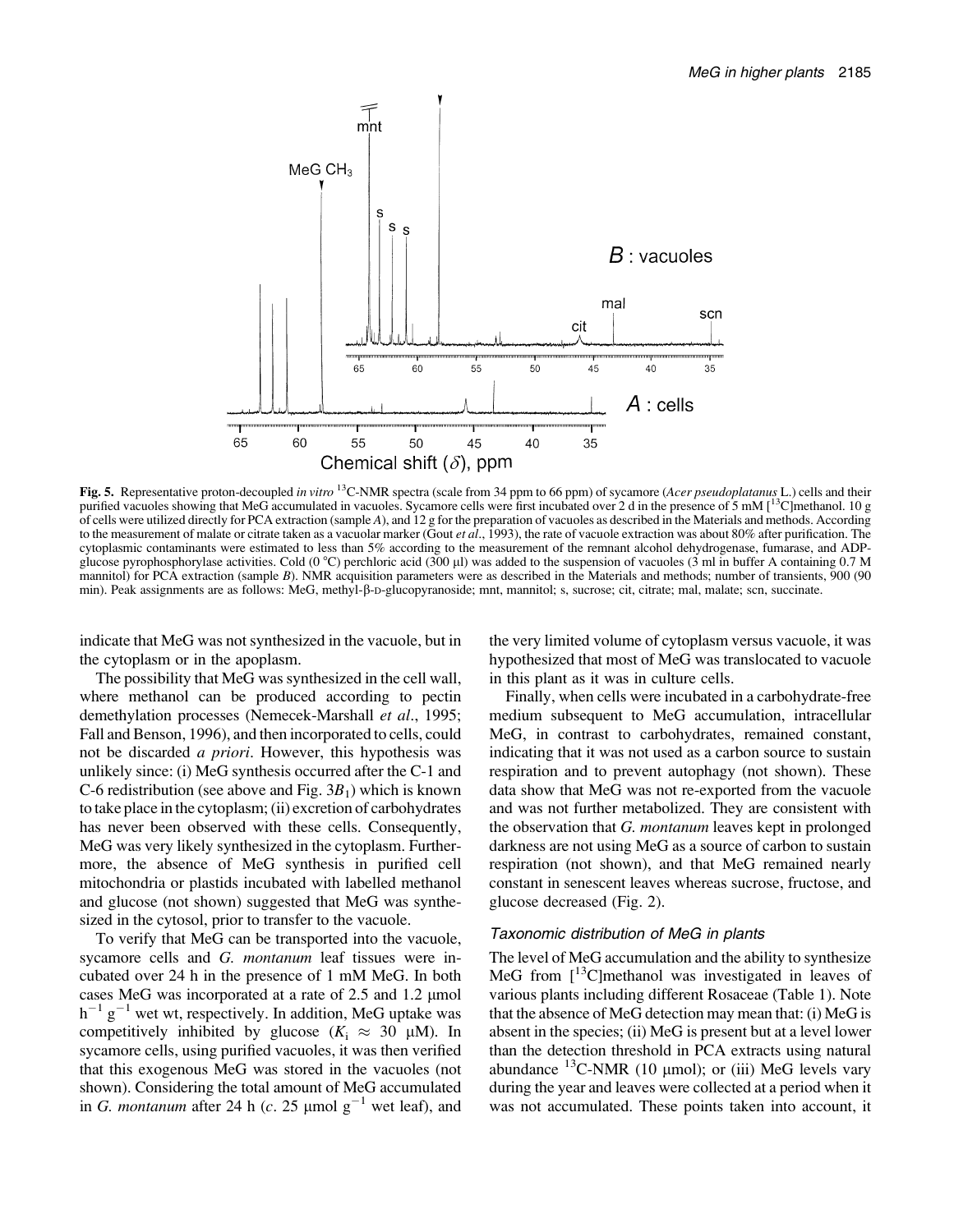MeG CH$_3$

mnt

s

s s

*B* : vacuoles

cit

mal

scn

65 60 55 50 45 40 35

*A* : cells

65 60 55 50 45 40 35

Chemical shift ($\delta$), ppm

**Fig. 5.** Representative proton-decoupled *in vitro* $^{13}$C-NMR spectra (scale from 34 ppm to 66 ppm) of sycamore (*Acer pseudoplatanus* L.) cells and their purified vacuoles showing that MeG accumulated in vacuoles. Sycamore cells were first incubated over 2 d in the presence of 5 mM [$^{13}$C]methanol. 10 g of cells were utilized directly for PCA extraction (sample *A*), and 12 g for the preparation of vacuoles as described in the Materials and methods. According to the measurement of malate or citrate taken as a vacuolar marker (Gout *et al*., 1993), the rate of vacuole extraction was about 80% after purification. The cytoplasmic contaminants were estimated to less than 5% according to the measurement of the remnant alcohol dehydrogenase, fumarase, and ADP-glucose pyrophosphorylase activities. Cold (0 °C) perchloric acid (300 μl) was added to the suspension of vacuoles (3 ml in buffer A containing 0.7 M mannitol) for PCA extraction (sample *B*). NMR acquisition parameters were as described in the Materials and methods; number of transients, 900 (90 min). Peak assignments are as follows: MeG, methyl-β-D-glucopyranoside; mnt, mannitol; s, sucrose; cit, citrate; mal, malate; scn, succinate.

indicate that MeG was not synthesized in the vacuole, but in the cytoplasm or in the apoplasm.

The possibility that MeG was synthesized in the cell wall, where methanol can be produced according to pectin demethylation processes (Nemecek-Marshall *et al*., 1995; Fall and Benson, 1996), and then incorporated to cells, could not be discarded *a priori*. However, this hypothesis was unlikely since: (i) MeG synthesis occurred after the C-1 and C-6 redistribution (see above and Fig. 3$B_1$) which is known to take place in the cytoplasm; (ii) excretion of carbohydrates has never been observed with these cells. Consequently, MeG was very likely synthesized in the cytoplasm. Furthermore, the absence of MeG synthesis in purified cell mitochondria or plastids incubated with labelled methanol and glucose (not shown) suggested that MeG was synthesized in the cytosol, prior to transfer to the vacuole.

To verify that MeG can be transported into the vacuole, sycamore cells and *G. montanum* leaf tissues were incubated over 24 h in the presence of 1 mM MeG. In both cases MeG was incorporated at a rate of 2.5 and 1.2 μmol $h^{-1}$ $g^{-1}$ wet wt, respectively. In addition, MeG uptake was competitively inhibited by glucose ($K_i \approx 30$ μM). In sycamore cells, using purified vacuoles, it was then verified that this exogenous MeG was stored in the vacuoles (not shown). Considering the total amount of MeG accumulated in *G. montanum* after 24 h (*c*. 25 μmol $g^{-1}$ wet leaf), and the very limited volume of cytoplasm versus vacuole, it was hypothesized that most of MeG was translocated to vacuole in this plant as it was in culture cells.

Finally, when cells were incubated in a carbohydrate-free medium subsequent to MeG accumulation, intracellular MeG, in contrast to carbohydrates, remained constant, indicating that it was not used as a carbon source to sustain respiration and to prevent autophagy (not shown). These data show that MeG was not re-exported from the vacuole and was not further metabolized. They are consistent with the observation that *G. montanum* leaves kept in prolonged darkness are not using MeG as a source of carbon to sustain respiration (not shown), and that MeG remained nearly constant in senescent leaves whereas sucrose, fructose, and glucose decreased (Fig. 2).

### Taxonomic distribution of MeG in plants

The level of MeG accumulation and the ability to synthesize MeG from [$^{13}$C]methanol was investigated in leaves of various plants including different Rosaceae (Table 1). Note that the absence of MeG detection may mean that: (i) MeG is absent in the species; (ii) MeG is present but at a level lower than the detection threshold in PCA extracts using natural abundance $^{13}$C-NMR (10 μmol); or (iii) MeG levels vary during the year and leaves were collected at a period when it was not accumulated. These points taken into account, it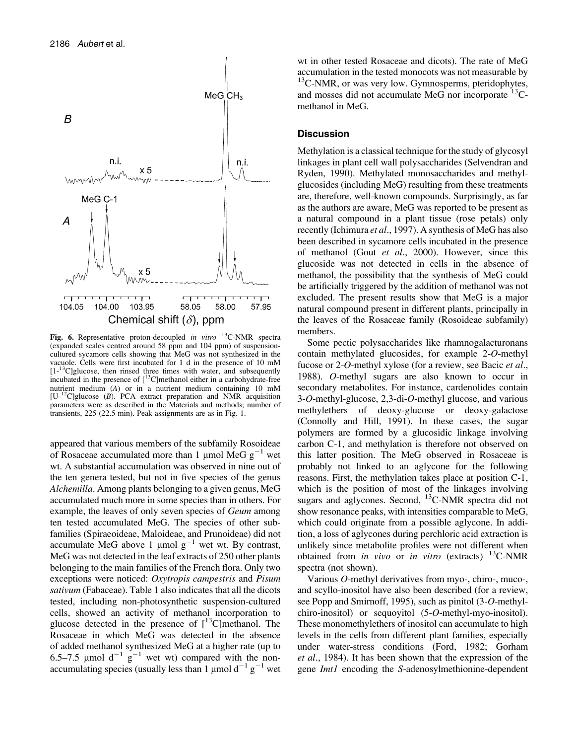B

n.i.

MeG CH3

n.i.

x 5

MeG C-1

A

x 5

104.05 104.00 103.95

58.05 58.00 57.95

Chemical shift (δ), ppm

**Fig. 6.** Representative proton-decoupled *in vitro* $^{13}$C-NMR spectra (expanded scales centred around 58 ppm and 104 ppm) of suspension-cultured sycamore cells showing that MeG was not synthesized in the vacuole. Cells were first incubated for 1 d in the presence of 10 mM [1-$^{13}$C]glucose, then rinsed three times with water, and subsequently incubated in the presence of [$^{13}$C]methanol either in a carbohydrate-free nutrient medium (*A*) or in a nutrient medium containing 10 mM [U-$^{12}$C]glucose (*B*). PCA extract preparation and NMR acquisition parameters were as described in the Materials and methods; number of transients, 225 (22.5 min). Peak assignments are as in Fig. 1.

appeared that various members of the subfamily Rosoideae of Rosaceae accumulated more than 1 μmol MeG $g^{-1}$ wet wt. A substantial accumulation was observed in nine out of the ten genera tested, but not in five species of the genus *Alchemilla*. Among plants belonging to a given genus, MeG accumulated much more in some species than in others. For example, the leaves of only seven species of *Geum* among ten tested accumulated MeG. The species of other subfamilies (Spiraeoideae, Maloideae, and Prunoideae) did not accumulate MeG above 1 μmol $g^{-1}$ wet wt. By contrast, MeG was not detected in the leaf extracts of 250 other plants belonging to the main families of the French flora. Only two exceptions were noticed: *Oxytropis campestris* and *Pisum sativum* (Fabaceae). Table 1 also indicates that all the dicots tested, including non-photosynthetic suspension-cultured cells, showed an activity of methanol incorporation to glucose detected in the presence of [$^{13}$C]methanol. The Rosaceae in which MeG was detected in the absence of added methanol synthesized MeG at a higher rate (up to 6.5–7.5 μmol $d^{-1}$ $g^{-1}$ wet wt) compared with the non-accumulating species (usually less than 1 μmol $d^{-1}$ $g^{-1}$ wet wt in other tested Rosaceae and dicots). The rate of MeG accumulation in the tested monocots was not measurable by $^{13}$C-NMR, or was very low. Gymnosperms, pteridophytes, and mosses did not accumulate MeG nor incorporate $^{13}$C-methanol in MeG.

## Discussion

Methylation is a classical technique for the study of glycosyl linkages in plant cell wall polysaccharides (Selvendran and Ryden, 1990). Methylated monosaccharides and methyl-glucosides (including MeG) resulting from these treatments are, therefore, well-known compounds. Surprisingly, as far as the authors are aware, MeG was reported to be present as a natural compound in a plant tissue (rose petals) only recently (Ichimura *et al*., 1997). A synthesis of MeG has also been described in sycamore cells incubated in the presence of methanol (Gout *et al*., 2000). However, since this glucoside was not detected in cells in the absence of methanol, the possibility that the synthesis of MeG could be artificially triggered by the addition of methanol was not excluded. The present results show that MeG is a major natural compound present in different plants, principally in the leaves of the Rosaceae family (Rosoideae subfamily) members.

Some pectic polysaccharides like rhamnogalacturonans contain methylated glucosides, for example 2-*O*-methyl fucose or 2-*O*-methyl xylose (for a review, see Bacic *et al*., 1988). *O*-methyl sugars are also known to occur in secondary metabolites. For instance, cardenolides contain 3-*O*-methyl-glucose, 2,3-di-*O*-methyl glucose, and various methylethers of deoxy-glucose or deoxy-galactose (Connolly and Hill, 1991). In these cases, the sugar polymers are formed by a glucosidic linkage involving carbon C-1, and methylation is therefore not observed on this latter position. The MeG observed in Rosaceae is probably not linked to an aglycone for the following reasons. First, the methylation takes place at position C-1, which is the position of most of the linkages involving sugars and aglycones. Second, $^{13}$C-NMR spectra did not show resonance peaks, with intensities comparable to MeG, which could originate from a possible aglycone. In addition, a loss of aglycones during perchloric acid extraction is unlikely since metabolite profiles were not different when obtained from *in vivo* or *in vitro* (extracts) $^{13}$C-NMR spectra (not shown).

Various *O*-methyl derivatives from myo-, chiro-, muco-, and scyllo-inositol have also been described (for a review, see Popp and Smirnoff, 1995), such as pinitol (3-*O*-methyl-chiro-inositol) or sequoyitol (5-*O*-methyl-myo-inositol). These monomethylethers of inositol can accumulate to high levels in the cells from different plant families, especially under water-stress conditions (Ford, 1982; Gorham *et al*., 1984). It has been shown that the expression of the gene *Imt1* encoding the *S*-adenosylmethionine-dependent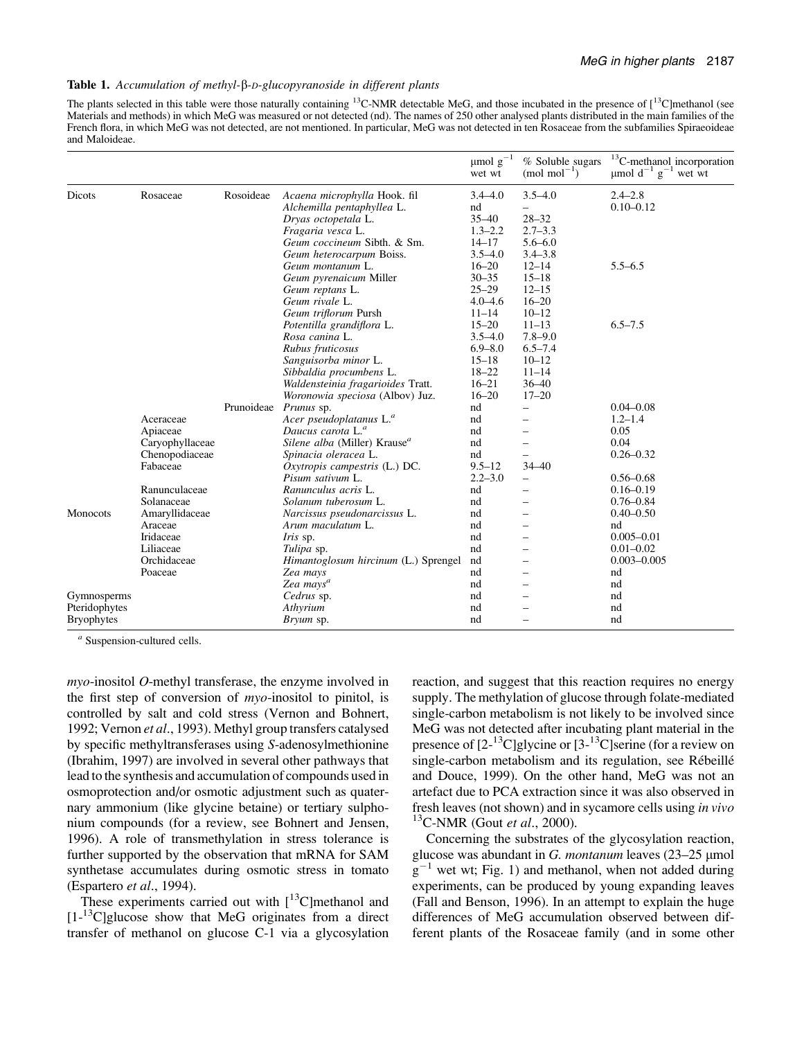**Table 1.** *Accumulation of methyl-β-D-glucopyranoside in different plants*

The plants selected in this table were those naturally containing $^{13}$C-NMR detectable MeG, and those incubated in the presence of [$^{13}$C]methanol (see Materials and methods) in which MeG was measured or not detected (nd). The names of 250 other analysed plants distributed in the main families of the French flora, in which MeG was not detected, are not mentioned. In particular, MeG was not detected in ten Rosaceae from the subfamilies Spiraeoideae and Maloideae.

| | | | | μmol $g^{-1}$ wet wt | % Soluble sugars (mol $mol^{-1}$) | $^{13}$C-methanol incorporation μmol $d^{-1}$ $g^{-1}$ wet wt |
|---|---|---|---|---|---|---|
| Dicots | Rosaceae | Rosoideae | *Acaena microphylla* Hook. fil | 3.4–4.0 | 3.5–4.0 | 2.4–2.8 |
| | | | *Alchemilla pentaphyllea* L. | nd | – | 0.10–0.12 |
| | | | *Dryas octopetala* L. | 35–40 | 28–32 | |
| | | | *Fragaria vesca* L. | 1.3–2.2 | 2.7–3.3 | |
| | | | *Geum coccineum* Sibth. & Sm. | 14–17 | 5.6–6.0 | |
| | | | *Geum heterocarpum* Boiss. | 3.5–4.0 | 3.4–3.8 | |
| | | | *Geum montanum* L. | 16–20 | 12–14 | 5.5–6.5 |
| | | | *Geum pyrenaicum* Miller | 30–35 | 15–18 | |
| | | | *Geum reptans* L. | 25–29 | 12–15 | |
| | | | *Geum rivale* L. | 4.0–4.6 | 16–20 | |
| | | | *Geum triflorum* Pursh | 11–14 | 10–12 | |
| | | | *Potentilla grandiflora* L. | 15–20 | 11–13 | 6.5–7.5 |
| | | | *Rosa canina* L. | 3.5–4.0 | 7.8–9.0 | |
| | | | *Rubus fruticosus* | 6.9–8.0 | 6.5–7.4 | |
| | | | *Sanguisorba minor* L. | 15–18 | 10–12 | |
| | | | *Sibbaldia procumbens* L. | 18–22 | 11–14 | |
| | | | *Waldensteinia fragarioides* Tratt. | 16–21 | 36–40 | |
| | | | *Woronowia speciosa* (Albov) Juz. | 16–20 | 17–20 | |
| | | Prunoideae | *Prunus* sp. | nd | – | 0.04–0.08 |
| | Aceraceae | | *Acer pseudoplatanus* L.[a] | nd | – | 1.2–1.4 |
| | Apiaceae | | *Daucus carota* L.[a] | nd | – | 0.05 |
| | Caryophyllaceae | | *Silene alba* (Miller) Krause[a] | nd | – | 0.04 |
| | Chenopodiaceae | | *Spinacia oleracea* L. | nd | – | 0.26–0.32 |
| | Fabaceae | | *Oxytropis campestris* (L.) DC. | 9.5–12 | 34–40 | |
| | | | *Pisum sativum* L. | 2.2–3.0 | – | 0.56–0.68 |
| | Ranunculaceae | | *Ranunculus acris* L. | nd | – | 0.16–0.19 |
| | Solanaceae | | *Solanum tuberosum* L. | nd | – | 0.76–0.84 |
| Monocots | Amaryllidaceae | | *Narcissus pseudonarcissus* L. | nd | – | 0.40–0.50 |
| | Araceae | | *Arum maculatum* L. | nd | – | nd |
| | Iridaceae | | *Iris* sp. | nd | – | 0.005–0.01 |
| | Liliaceae | | *Tulipa* sp. | nd | – | 0.01–0.02 |
| | Orchidaceae | | *Himantoglosum hircinum* (L.) Sprengel | nd | – | 0.003–0.005 |
| | Poaceae | | *Zea mays* | nd | – | nd |
| | | | *Zea mays*[a] | nd | – | nd |
| Gymnosperms | | | *Cedrus* sp. | nd | – | nd |
| Pteridophytes | | | *Athyrium* | nd | – | nd |
| Bryophytes | | | *Bryum* sp. | nd | – | nd |

[a] Suspension-cultured cells.

*myo*-inositol *O*-methyl transferase, the enzyme involved in the first step of conversion of *myo*-inositol to pinitol, is controlled by salt and cold stress (Vernon and Bohnert, 1992; Vernon *et al*., 1993). Methyl group transfers catalysed by specific methyltransferases using *S*-adenosylmethionine (Ibrahim, 1997) are involved in several other pathways that lead to the synthesis and accumulation of compounds used in osmoprotection and/or osmotic adjustment such as quaternary ammonium (like glycine betaine) or tertiary sulphonium compounds (for a review, see Bohnert and Jensen, 1996). A role of transmethylation in stress tolerance is further supported by the observation that mRNA for SAM synthetase accumulates during osmotic stress in tomato (Espartero *et al*., 1994).

These experiments carried out with [$^{13}$C]methanol and [1-$^{13}$C]glucose show that MeG originates from a direct transfer of methanol on glucose C-1 via a glycosylation reaction, and suggest that this reaction requires no energy supply. The methylation of glucose through folate-mediated single-carbon metabolism is not likely to be involved since MeG was not detected after incubating plant material in the presence of [2-$^{13}$C]glycine or [3-$^{13}$C]serine (for a review on single-carbon metabolism and its regulation, see Rébeillé and Douce, 1999). On the other hand, MeG was not an artefact due to PCA extraction since it was also observed in fresh leaves (not shown) and in sycamore cells using *in vivo* $^{13}$C-NMR (Gout *et al*., 2000).

Concerning the substrates of the glycosylation reaction, glucose was abundant in *G. montanum* leaves (23–25 μmol $g^{-1}$ wet wt; Fig. 1) and methanol, when not added during experiments, can be produced by young expanding leaves (Fall and Benson, 1996). In an attempt to explain the huge differences of MeG accumulation observed between different plants of the Rosaceae family (and in some other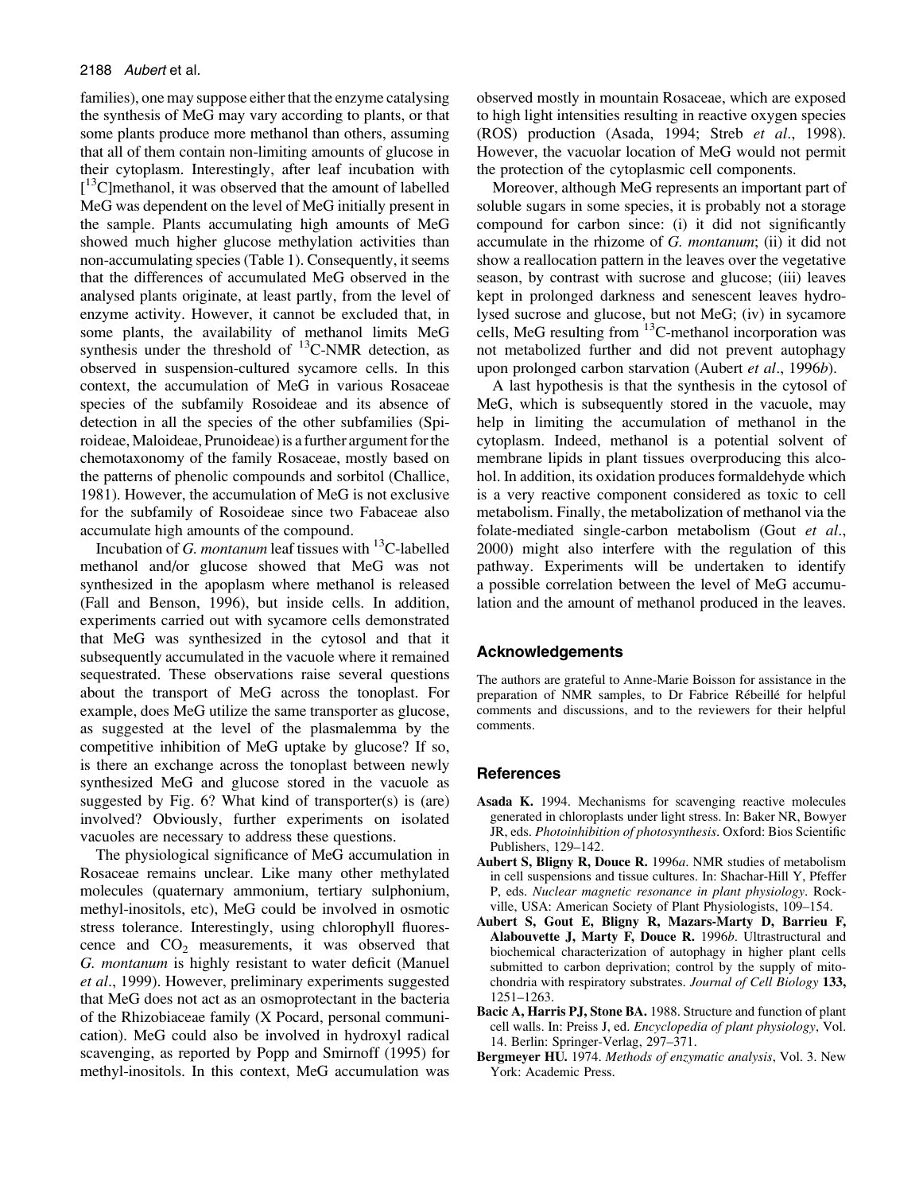families), one may suppose either that the enzyme catalysing the synthesis of MeG may vary according to plants, or that some plants produce more methanol than others, assuming that all of them contain non-limiting amounts of glucose in their cytoplasm. Interestingly, after leaf incubation with [$^{13}$C]methanol, it was observed that the amount of labelled MeG was dependent on the level of MeG initially present in the sample. Plants accumulating high amounts of MeG showed much higher glucose methylation activities than non-accumulating species (Table 1). Consequently, it seems that the differences of accumulated MeG observed in the analysed plants originate, at least partly, from the level of enzyme activity. However, it cannot be excluded that, in some plants, the availability of methanol limits MeG synthesis under the threshold of $^{13}$C-NMR detection, as observed in suspension-cultured sycamore cells. In this context, the accumulation of MeG in various Rosaceae species of the subfamily Rosoideae and its absence of detection in all the species of the other subfamilies (Spiroideae, Maloideae, Prunoideae) is a further argument for the chemotaxonomy of the family Rosaceae, mostly based on the patterns of phenolic compounds and sorbitol (Challice, 1981). However, the accumulation of MeG is not exclusive for the subfamily of Rosoideae since two Fabaceae also accumulate high amounts of the compound.

Incubation of *G. montanum* leaf tissues with $^{13}$C-labelled methanol and/or glucose showed that MeG was not synthesized in the apoplasm where methanol is released (Fall and Benson, 1996), but inside cells. In addition, experiments carried out with sycamore cells demonstrated that MeG was synthesized in the cytosol and that it subsequently accumulated in the vacuole where it remained sequestrated. These observations raise several questions about the transport of MeG across the tonoplast. For example, does MeG utilize the same transporter as glucose, as suggested at the level of the plasmalemma by the competitive inhibition of MeG uptake by glucose? If so, is there an exchange across the tonoplast between newly synthesized MeG and glucose stored in the vacuole as suggested by Fig. 6? What kind of transporter(s) is (are) involved? Obviously, further experiments on isolated vacuoles are necessary to address these questions.

The physiological significance of MeG accumulation in Rosaceae remains unclear. Like many other methylated molecules (quaternary ammonium, tertiary sulphonium, methyl-inositols, etc), MeG could be involved in osmotic stress tolerance. Interestingly, using chlorophyll fluorescence and $CO_2$ measurements, it was observed that *G. montanum* is highly resistant to water deficit (Manuel *et al*., 1999). However, preliminary experiments suggested that MeG does not act as an osmoprotectant in the bacteria of the Rhizobiaceae family (X Pocard, personal communication). MeG could also be involved in hydroxyl radical scavenging, as reported by Popp and Smirnoff (1995) for methyl-inositols. In this context, MeG accumulation was observed mostly in mountain Rosaceae, which are exposed to high light intensities resulting in reactive oxygen species (ROS) production (Asada, 1994; Streb *et al*., 1998). However, the vacuolar location of MeG would not permit the protection of the cytoplasmic cell components.

Moreover, although MeG represents an important part of soluble sugars in some species, it is probably not a storage compound for carbon since: (i) it did not significantly accumulate in the rhizome of *G. montanum*; (ii) it did not show a reallocation pattern in the leaves over the vegetative season, by contrast with sucrose and glucose; (iii) leaves kept in prolonged darkness and senescent leaves hydrolysed sucrose and glucose, but not MeG; (iv) in sycamore cells, MeG resulting from $^{13}$C-methanol incorporation was not metabolized further and did not prevent autophagy upon prolonged carbon starvation (Aubert *et al*., 1996*b*).

A last hypothesis is that the synthesis in the cytosol of MeG, which is subsequently stored in the vacuole, may help in limiting the accumulation of methanol in the cytoplasm. Indeed, methanol is a potential solvent of membrane lipids in plant tissues overproducing this alcohol. In addition, its oxidation produces formaldehyde which is a very reactive component considered as toxic to cell metabolism. Finally, the metabolization of methanol via the folate-mediated single-carbon metabolism (Gout *et al*., 2000) might also interfere with the regulation of this pathway. Experiments will be undertaken to identify a possible correlation between the level of MeG accumulation and the amount of methanol produced in the leaves.

## Acknowledgements

The authors are grateful to Anne-Marie Boisson for assistance in the preparation of NMR samples, to Dr Fabrice Rébeillé for helpful comments and discussions, and to the reviewers for their helpful comments.

## References

**Asada K.** 1994. Mechanisms for scavenging reactive molecules generated in chloroplasts under light stress. In: Baker NR, Bowyer JR, eds. *Photoinhibition of photosynthesis*. Oxford: Bios Scientific Publishers, 129–142.

**Aubert S, Bligny R, Douce R.** 1996*a*. NMR studies of metabolism in cell suspensions and tissue cultures. In: Shachar-Hill Y, Pfeffer P, eds. *Nuclear magnetic resonance in plant physiology*. Rockville, USA: American Society of Plant Physiologists, 109–154.

**Aubert S, Gout E, Bligny R, Mazars-Marty D, Barrieu F, Alabouvette J, Marty F, Douce R.** 1996*b*. Ultrastructural and biochemical characterization of autophagy in higher plant cells submitted to carbon deprivation; control by the supply of mitochondria with respiratory substrates. *Journal of Cell Biology* **133,** 1251–1263.

**Bacic A, Harris PJ, Stone BA.** 1988. Structure and function of plant cell walls. In: Preiss J, ed. *Encyclopedia of plant physiology*, Vol. 14. Berlin: Springer-Verlag, 297–371.

**Bergmeyer HU.** 1974. *Methods of enzymatic analysis*, Vol. 3. New York: Academic Press.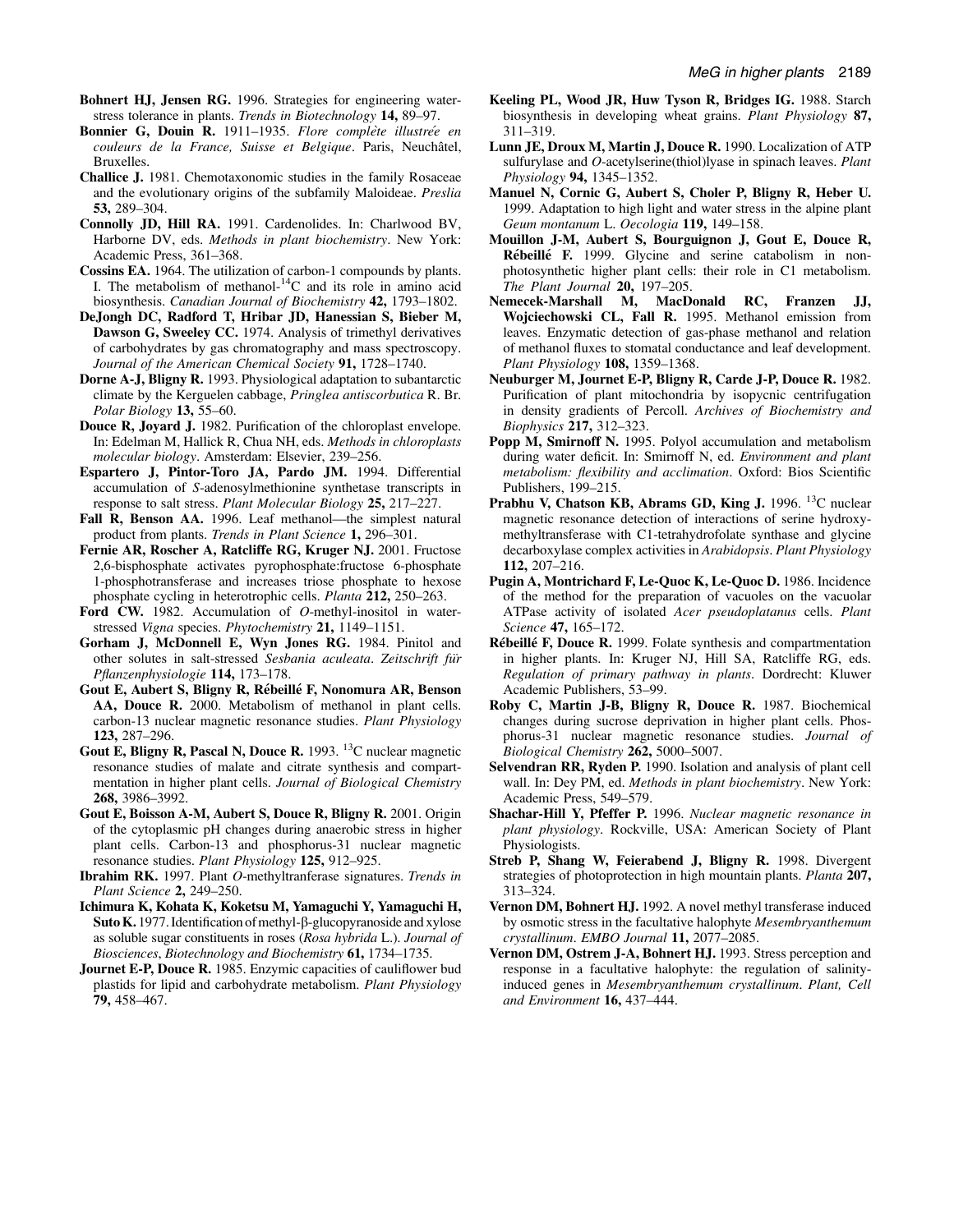**Bohnert HJ, Jensen RG.** 1996. Strategies for engineering water-stress tolerance in plants. *Trends in Biotechnology* **14,** 89–97.

**Bonnier G, Douin R.** 1911–1935. *Flore complète illustrée en couleurs de la France, Suisse et Belgique*. Paris, Neuchâtel, Bruxelles.

**Challice J.** 1981. Chemotaxonomic studies in the family Rosaceae and the evolutionary origins of the subfamily Maloideae. *Preslia* **53,** 289–304.

**Connolly JD, Hill RA.** 1991. Cardenolides. In: Charlwood BV, Harborne DV, eds. *Methods in plant biochemistry*. New York: Academic Press, 361–368.

**Cossins EA.** 1964. The utilization of carbon-1 compounds by plants. I. The metabolism of methanol-$^{14}$C and its role in amino acid biosynthesis. *Canadian Journal of Biochemistry* **42,** 1793–1802.

**DeJongh DC, Radford T, Hribar JD, Hanessian S, Bieber M, Dawson G, Sweeley CC.** 1974. Analysis of trimethyl derivatives of carbohydrates by gas chromatography and mass spectroscopy. *Journal of the American Chemical Society* **91,** 1728–1740.

**Dorne A-J, Bligny R.** 1993. Physiological adaptation to subantarctic climate by the Kerguelen cabbage, *Pringlea antiscorbutica* R. Br. *Polar Biology* **13,** 55–60.

**Douce R, Joyard J.** 1982. Purification of the chloroplast envelope. In: Edelman M, Hallick R, Chua NH, eds. *Methods in chloroplasts molecular biology*. Amsterdam: Elsevier, 239–256.

**Espartero J, Pintor-Toro JA, Pardo JM.** 1994. Differential accumulation of *S*-adenosylmethionine synthetase transcripts in response to salt stress. *Plant Molecular Biology* **25,** 217–227.

**Fall R, Benson AA.** 1996. Leaf methanol—the simplest natural product from plants. *Trends in Plant Science* **1,** 296–301.

**Fernie AR, Roscher A, Ratcliffe RG, Kruger NJ.** 2001. Fructose 2,6-bisphosphate activates pyrophosphate:fructose 6-phosphate 1-phosphotransferase and increases triose phosphate to hexose phosphate cycling in heterotrophic cells. *Planta* **212,** 250–263.

**Ford CW.** 1982. Accumulation of *O*-methyl-inositol in water-stressed *Vigna* species. *Phytochemistry* **21,** 1149–1151.

**Gorham J, McDonnell E, Wyn Jones RG.** 1984. Pinitol and other solutes in salt-stressed *Sesbania aculeata*. *Zeitschrift für Pflanzenphysiologie* **114,** 173–178.

**Gout E, Aubert S, Bligny R, Rébeillé F, Nonomura AR, Benson AA, Douce R.** 2000. Metabolism of methanol in plant cells. carbon-13 nuclear magnetic resonance studies. *Plant Physiology* **123,** 287–296.

**Gout E, Bligny R, Pascal N, Douce R.** 1993. $^{13}$C nuclear magnetic resonance studies of malate and citrate synthesis and compartmentation in higher plant cells. *Journal of Biological Chemistry* **268,** 3986–3992.

**Gout E, Boisson A-M, Aubert S, Douce R, Bligny R.** 2001. Origin of the cytoplasmic pH changes during anaerobic stress in higher plant cells. Carbon-13 and phosphorus-31 nuclear magnetic resonance studies. *Plant Physiology* **125,** 912–925.

**Ibrahim RK.** 1997. Plant *O*-methyltranferase signatures. *Trends in Plant Science* **2,** 249–250.

**Ichimura K, Kohata K, Koketsu M, Yamaguchi Y, Yamaguchi H, Suto K.** 1977. Identification of methyl-β-glucopyranoside and xylose as soluble sugar constituents in roses (*Rosa hybrida* L.). *Journal of Biosciences, Biotechnology and Biochemistry* **61,** 1734–1735.

**Journet E-P, Douce R.** 1985. Enzymic capacities of cauliflower bud plastids for lipid and carbohydrate metabolism. *Plant Physiology* **79,** 458–467.

**Keeling PL, Wood JR, Huw Tyson R, Bridges IG.** 1988. Starch biosynthesis in developing wheat grains. *Plant Physiology* **87,** 311–319.

**Lunn JE, Droux M, Martin J, Douce R.** 1990. Localization of ATP sulfurylase and *O*-acetylserine(thiol)lyase in spinach leaves. *Plant Physiology* **94,** 1345–1352.

**Manuel N, Cornic G, Aubert S, Choler P, Bligny R, Heber U.** 1999. Adaptation to high light and water stress in the alpine plant *Geum montanum* L. *Oecologia* **119,** 149–158.

**Mouillon J-M, Aubert S, Bourguignon J, Gout E, Douce R, Rébeillé F.** 1999. Glycine and serine catabolism in non-photosynthetic higher plant cells: their role in C1 metabolism. *The Plant Journal* **20,** 197–205.

**Nemecek-Marshall M, MacDonald RC, Franzen JJ, Wojciechowski CL, Fall R.** 1995. Methanol emission from leaves. Enzymatic detection of gas-phase methanol and relation of methanol fluxes to stomatal conductance and leaf development. *Plant Physiology* **108,** 1359–1368.

**Neuburger M, Journet E-P, Bligny R, Carde J-P, Douce R.** 1982. Purification of plant mitochondria by isopycnic centrifugation in density gradients of Percoll. *Archives of Biochemistry and Biophysics* **217,** 312–323.

**Popp M, Smirnoff N.** 1995. Polyol accumulation and metabolism during water deficit. In: Smirnoff N, ed. *Environment and plant metabolism: flexibility and acclimation*. Oxford: Bios Scientific Publishers, 199–215.

**Prabhu V, Chatson KB, Abrams GD, King J.** 1996. $^{13}$C nuclear magnetic resonance detection of interactions of serine hydroxymethyltransferase with C1-tetrahydrofolate synthase and glycine decarboxylase complex activities in *Arabidopsis*. *Plant Physiology* **112,** 207–216.

**Pugin A, Montrichard F, Le-Quoc K, Le-Quoc D.** 1986. Incidence of the method for the preparation of vacuoles on the vacuolar ATPase activity of isolated *Acer pseudoplatanus* cells. *Plant Science* **47,** 165–172.

**Rébeillé F, Douce R.** 1999. Folate synthesis and compartmentation in higher plants. In: Kruger NJ, Hill SA, Ratcliffe RG, eds. *Regulation of primary pathway in plants*. Dordrecht: Kluwer Academic Publishers, 53–99.

**Roby C, Martin J-B, Bligny R, Douce R.** 1987. Biochemical changes during sucrose deprivation in higher plant cells. Phosphorus-31 nuclear magnetic resonance studies. *Journal of Biological Chemistry* **262,** 5000–5007.

**Selvendran RR, Ryden P.** 1990. Isolation and analysis of plant cell wall. In: Dey PM, ed. *Methods in plant biochemistry*. New York: Academic Press, 549–579.

**Shachar-Hill Y, Pfeffer P.** 1996. *Nuclear magnetic resonance in plant physiology*. Rockville, USA: American Society of Plant Physiologists.

**Streb P, Shang W, Feierabend J, Bligny R.** 1998. Divergent strategies of photoprotection in high mountain plants. *Planta* **207,** 313–324.

**Vernon DM, Bohnert HJ.** 1992. A novel methyl transferase induced by osmotic stress in the facultative halophyte *Mesembryanthemum crystallinum*. *EMBO Journal* **11,** 2077–2085.

**Vernon DM, Ostrem J-A, Bohnert HJ.** 1993. Stress perception and response in a facultative halophyte: the regulation of salinity-induced genes in *Mesembryanthemum crystallinum*. *Plant, Cell and Environment* **16,** 437–444.